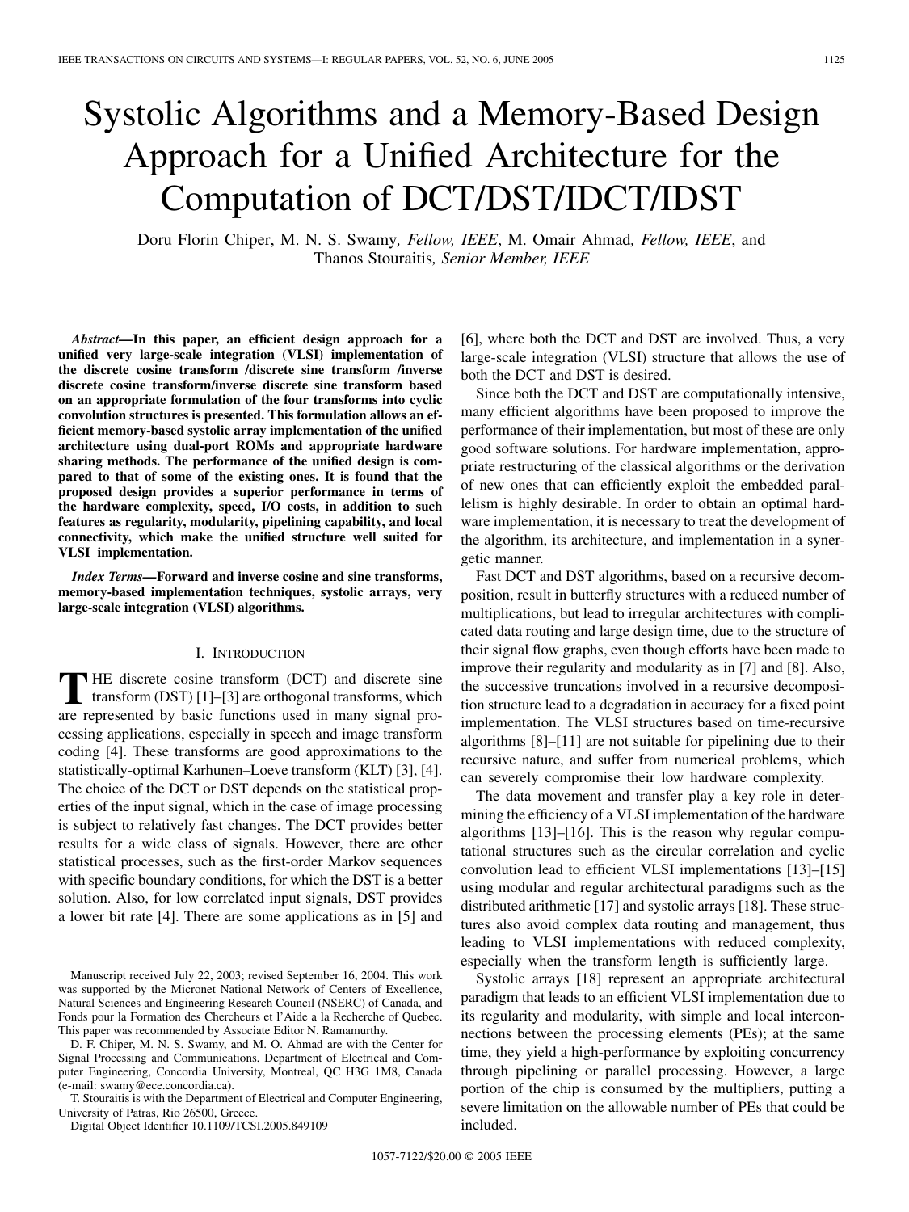# Systolic Algorithms and a Memory-Based Design Approach for a Unified Architecture for the Computation of DCT/DST/IDCT/IDST

Doru Florin Chiper, M. N. S. Swamy, *Fellow, IEEE*, M. Omair Ahmad, *Fellow, IEEE*, and Thanos Stouraitis, *Senior Member, IEEE*

***Abstract*—In this paper, an efficient design approach for a unified very large-scale integration (VLSI) implementation of the discrete cosine transform /discrete sine transform /inverse discrete cosine transform/inverse discrete sine transform based on an appropriate formulation of the four transforms into cyclic convolution structures is presented. This formulation allows an efficient memory-based systolic array implementation of the unified architecture using dual-port ROMs and appropriate hardware sharing methods. The performance of the unified design is compared to that of some of the existing ones. It is found that the proposed design provides a superior performance in terms of the hardware complexity, speed, I/O costs, in addition to such features as regularity, modularity, pipelining capability, and local connectivity, which make the unified structure well suited for VLSI implementation.**

***Index Terms*—Forward and inverse cosine and sine transforms, memory-based implementation techniques, systolic arrays, very large-scale integration (VLSI) algorithms.**

## I. Introduction

The discrete cosine transform (DCT) and discrete sine transform (DST) [1]–[3] are orthogonal transforms, which are represented by basic functions used in many signal processing applications, especially in speech and image transform coding [4]. These transforms are good approximations to the statistically-optimal Karhunen–Loeve transform (KLT) [3], [4]. The choice of the DCT or DST depends on the statistical properties of the input signal, which in the case of image processing is subject to relatively fast changes. The DCT provides better results for a wide class of signals. However, there are other statistical processes, such as the first-order Markov sequences with specific boundary conditions, for which the DST is a better solution. Also, for low correlated input signals, DST provides a lower bit rate [4]. There are some applications as in [5] and [6], where both the DCT and DST are involved. Thus, a very large-scale integration (VLSI) structure that allows the use of both the DCT and DST is desired.

Since both the DCT and DST are computationally intensive, many efficient algorithms have been proposed to improve the performance of their implementation, but most of these are only good software solutions. For hardware implementation, appropriate restructuring of the classical algorithms or the derivation of new ones that can efficiently exploit the embedded parallelism is highly desirable. In order to obtain an optimal hardware implementation, it is necessary to treat the development of the algorithm, its architecture, and implementation in a synergetic manner.

Fast DCT and DST algorithms, based on a recursive decomposition, result in butterfly structures with a reduced number of multiplications, but lead to irregular architectures with complicated data routing and large design time, due to the structure of their signal flow graphs, even though efforts have been made to improve their regularity and modularity as in [7] and [8]. Also, the successive truncations involved in a recursive decomposition structure lead to a degradation in accuracy for a fixed point implementation. The VLSI structures based on time-recursive algorithms [8]–[11] are not suitable for pipelining due to their recursive nature, and suffer from numerical problems, which can severely compromise their low hardware complexity.

The data movement and transfer play a key role in determining the efficiency of a VLSI implementation of the hardware algorithms [13]–[16]. This is the reason why regular computational structures such as the circular correlation and cyclic convolution lead to efficient VLSI implementations [13]–[15] using modular and regular architectural paradigms such as the distributed arithmetic [17] and systolic arrays [18]. These structures also avoid complex data routing and management, thus leading to VLSI implementations with reduced complexity, especially when the transform length is sufficiently large.

Systolic arrays [18] represent an appropriate architectural paradigm that leads to an efficient VLSI implementation due to its regularity and modularity, with simple and local interconnections between the processing elements (PEs); at the same time, they yield a high-performance by exploiting concurrency through pipelining or parallel processing. However, a large portion of the chip is consumed by the multipliers, putting a severe limitation on the allowable number of PEs that could be included.

---

Manuscript received July 22, 2003; revised September 16, 2004. This work was supported by the Micronet National Network of Centers of Excellence, Natural Sciences and Engineering Research Council (NSERC) of Canada, and Fonds pour la Formation des Chercheurs et l'Aide a la Recherche of Quebec. This paper was recommended by Associate Editor N. Ramamurthy.

D. F. Chiper, M. N. S. Swamy, and M. O. Ahmad are with the Center for Signal Processing and Communications, Department of Electrical and Computer Engineering, Concordia University, Montreal, QC H3G 1M8, Canada (e-mail: swamy@ece.concordia.ca).

T. Stouraitis is with the Department of Electrical and Computer Engineering, University of Patras, Rio 26500, Greece.

Digital Object Identifier 10.1109/TCSI.2005.849109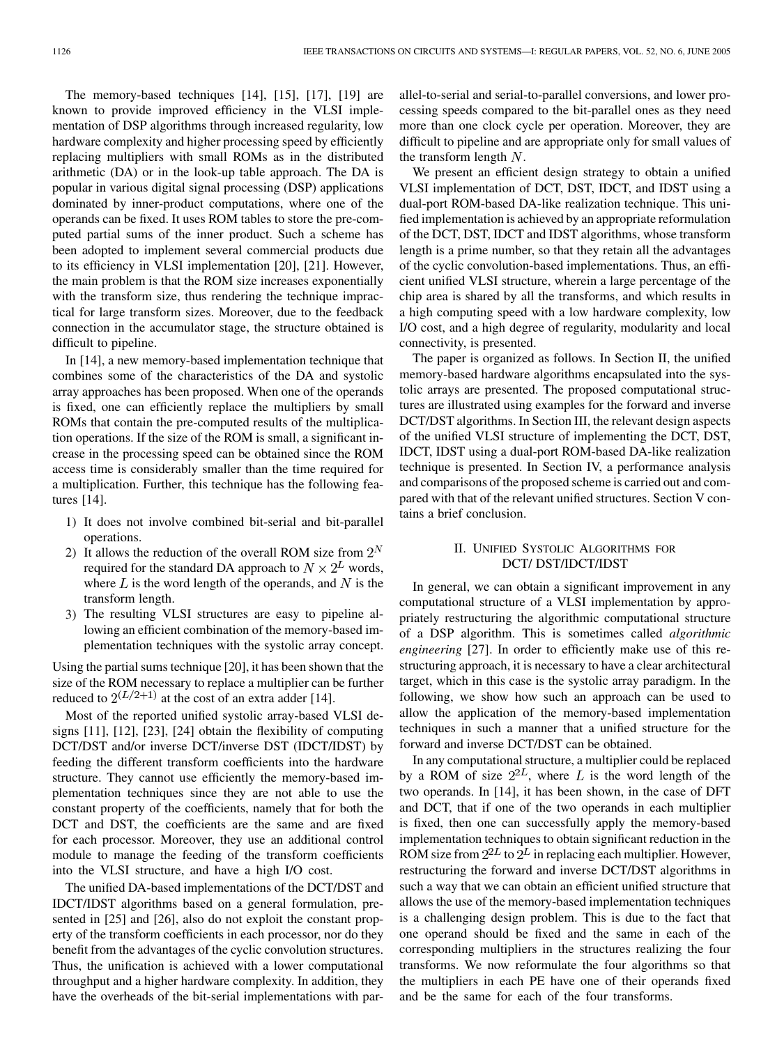The memory-based techniques [14], [15], [17], [19] are known to provide improved efficiency in the VLSI implementation of DSP algorithms through increased regularity, low hardware complexity and higher processing speed by efficiently replacing multipliers with small ROMs as in the distributed arithmetic (DA) or in the look-up table approach. The DA is popular in various digital signal processing (DSP) applications dominated by inner-product computations, where one of the operands can be fixed. It uses ROM tables to store the pre-computed partial sums of the inner product. Such a scheme has been adopted to implement several commercial products due to its efficiency in VLSI implementation [20], [21]. However, the main problem is that the ROM size increases exponentially with the transform size, thus rendering the technique impractical for large transform sizes. Moreover, due to the feedback connection in the accumulator stage, the structure obtained is difficult to pipeline.

In [14], a new memory-based implementation technique that combines some of the characteristics of the DA and systolic array approaches has been proposed. When one of the operands is fixed, one can efficiently replace the multipliers by small ROMs that contain the pre-computed results of the multiplication operations. If the size of the ROM is small, a significant increase in the processing speed can be obtained since the ROM access time is considerably smaller than the time required for a multiplication. Further, this technique has the following features [14].

1) It does not involve combined bit-serial and bit-parallel operations.
2) It allows the reduction of the overall ROM size from $2^N$ required for the standard DA approach to $N \times 2^L$ words, where $L$ is the word length of the operands, and $N$ is the transform length.
3) The resulting VLSI structures are easy to pipeline allowing an efficient combination of the memory-based implementation techniques with the systolic array concept.

Using the partial sums technique [20], it has been shown that the size of the ROM necessary to replace a multiplier can be further reduced to $2^{(L/2+1)}$ at the cost of an extra adder [14].

Most of the reported unified systolic array-based VLSI designs [11], [12], [23], [24] obtain the flexibility of computing DCT/DST and/or inverse DCT/inverse DST (IDCT/IDST) by feeding the different transform coefficients into the hardware structure. They cannot use efficiently the memory-based implementation techniques since they are not able to use the constant property of the coefficients, namely that for both the DCT and DST, the coefficients are the same and are fixed for each processor. Moreover, they use an additional control module to manage the feeding of the transform coefficients into the VLSI structure, and have a high I/O cost.

The unified DA-based implementations of the DCT/DST and IDCT/IDST algorithms based on a general formulation, presented in [25] and [26], also do not exploit the constant property of the transform coefficients in each processor, nor do they benefit from the advantages of the cyclic convolution structures. Thus, the unification is achieved with a lower computational throughput and a higher hardware complexity. In addition, they have the overheads of the bit-serial implementations with parallel-to-serial and serial-to-parallel conversions, and lower processing speeds compared to the bit-parallel ones as they need more than one clock cycle per operation. Moreover, they are difficult to pipeline and are appropriate only for small values of the transform length $N$.

We present an efficient design strategy to obtain a unified VLSI implementation of DCT, DST, IDCT, and IDST using a dual-port ROM-based DA-like realization technique. This unified implementation is achieved by an appropriate reformulation of the DCT, DST, IDCT and IDST algorithms, whose transform length is a prime number, so that they retain all the advantages of the cyclic convolution-based implementations. Thus, an efficient unified VLSI structure, wherein a large percentage of the chip area is shared by all the transforms, and which results in a high computing speed with a low hardware complexity, low I/O cost, and a high degree of regularity, modularity and local connectivity, is presented.

The paper is organized as follows. In Section II, the unified memory-based hardware algorithms encapsulated into the systolic arrays are presented. The proposed computational structures are illustrated using examples for the forward and inverse DCT/DST algorithms. In Section III, the relevant design aspects of the unified VLSI structure of implementing the DCT, DST, IDCT, IDST using a dual-port ROM-based DA-like realization technique is presented. In Section IV, a performance analysis and comparisons of the proposed scheme is carried out and compared with that of the relevant unified structures. Section V contains a brief conclusion.

## II. Unified Systolic Algorithms for DCT/ DST/IDCT/IDST

In general, we can obtain a significant improvement in any computational structure of a VLSI implementation by appropriately restructuring the algorithmic computational structure of a DSP algorithm. This is sometimes called *algorithmic engineering* [27]. In order to efficiently make use of this restructuring approach, it is necessary to have a clear architectural target, which in this case is the systolic array paradigm. In the following, we show how such an approach can be used to allow the application of the memory-based implementation techniques in such a manner that a unified structure for the forward and inverse DCT/DST can be obtained.

In any computational structure, a multiplier could be replaced by a ROM of size $2^{2L}$, where $L$ is the word length of the two operands. In [14], it has been shown, in the case of DFT and DCT, that if one of the two operands in each multiplier is fixed, then one can successfully apply the memory-based implementation techniques to obtain significant reduction in the ROM size from $2^{2L}$ to $2^L$ in replacing each multiplier. However, restructuring the forward and inverse DCT/DST algorithms in such a way that we can obtain an efficient unified structure that allows the use of the memory-based implementation techniques is a challenging design problem. This is due to the fact that one operand should be fixed and the same in each of the corresponding multipliers in the structures realizing the four transforms. We now reformulate the four algorithms so that the multipliers in each PE have one of their operands fixed and be the same for each of the four transforms.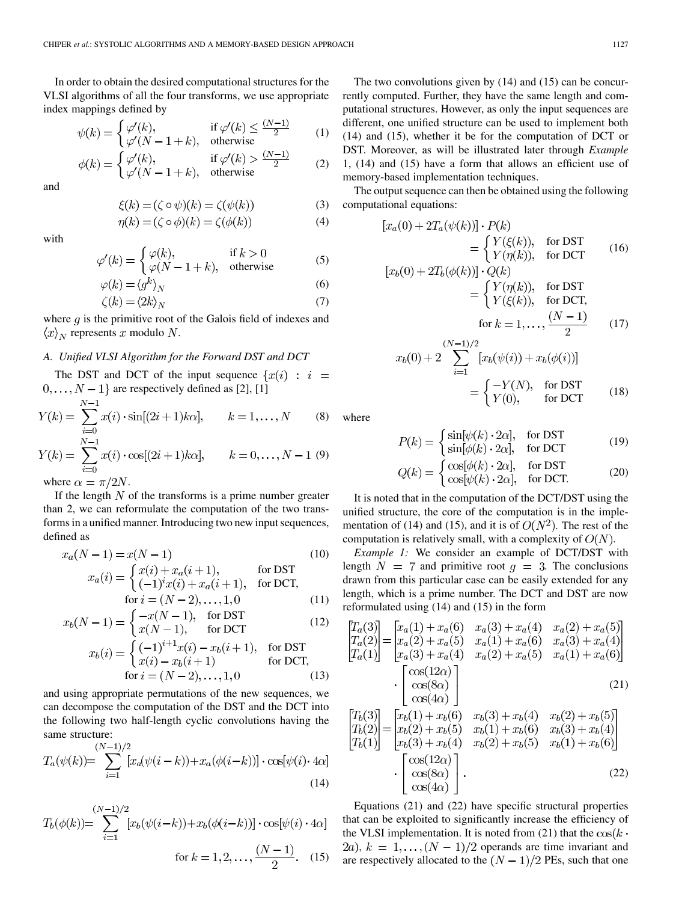In order to obtain the desired computational structures for the VLSI algorithms of all the four transforms, we use appropriate index mappings defined by

$$\psi(k) = \begin{cases} \varphi'(k), & \text{if } \varphi'(k) \le \frac{(N-1)}{2} \\ \varphi'(N-1+k), & \text{otherwise} \end{cases} \tag{1}$$

$$\phi(k) = \begin{cases} \varphi'(k), & \text{if } \varphi'(k) > \frac{(N-1)}{2} \\ \varphi'(N-1+k), & \text{otherwise} \end{cases} \tag{2}$$

and

$$\xi(k) = (\zeta \circ \psi)(k) = \zeta(\psi(k)) \tag{3}$$

$$\eta(k) = (\zeta \circ \phi)(k) = \zeta(\phi(k)) \tag{4}$$

with

$$\varphi'(k) = \begin{cases} \varphi(k), & \text{if } k > 0 \\ \varphi(N-1+k), & \text{otherwise} \end{cases} \tag{5}$$

$$\varphi(k) = \langle g^k \rangle_N \tag{6}$$

$$\zeta(k) = \langle 2k \rangle_N \tag{7}$$

where $g$ is the primitive root of the Galois field of indexes and $\langle x \rangle_N$ represents $x$ modulo $N$.

### A. Unified VLSI Algorithm for the Forward DST and DCT

The DST and DCT of the input sequence $\{x(i) : i = 0, \ldots, N-1\}$ are respectively defined as [2], [1]

$$Y(k) = \sum_{i=0}^{N-1} x(i) \cdot \sin[(2i+1)k\alpha], \qquad k = 1, \ldots, N \tag{8}$$

$$Y(k) = \sum_{i=0}^{N-1} x(i) \cdot \cos[(2i+1)k\alpha], \qquad k = 0, \ldots, N-1 \tag{9}$$

where $\alpha = \pi/2N$.

If the length $N$ of the transforms is a prime number greater than 2, we can reformulate the computation of the two transforms in a unified manner. Introducing two new input sequences, defined as

$$x_a(N-1) = x(N-1) \tag{10}$$

$$x_a(i) = \begin{cases} x(i) + x_a(i+1), & \text{for DST} \\ (-1)^i x(i) + x_a(i+1), & \text{for DCT,} \end{cases}$$
$$\text{for } i = (N-2), \ldots, 1, 0 \tag{11}$$

$$x_b(N-1) = \begin{cases} -x(N-1), & \text{for DST} \\ x(N-1), & \text{for DCT} \end{cases} \tag{12}$$

$$x_b(i) = \begin{cases} (-1)^{i+1} x(i) - x_b(i+1), & \text{for DST} \\ x(i) - x_b(i+1) & \text{for DCT,} \end{cases}$$
$$\text{for } i = (N-2), \ldots, 1, 0 \tag{13}$$

and using appropriate permutations of the new sequences, we can decompose the computation of the DST and the DCT into the following two half-length cyclic convolutions having the same structure:

$$T_a(\psi(k)) = \sum_{i=1}^{(N-1)/2} [x_a(\psi(i-k)) + x_a(\phi(i-k))] \cdot \cos[\psi(i) \cdot 4\alpha] \tag{14}$$

$$T_b(\phi(k)) = \sum_{i=1}^{(N-1)/2} [x_b(\psi(i-k)) + x_b(\phi(i-k))] \cdot \cos[\psi(i) \cdot 4\alpha]$$
$$\text{for } k = 1, 2, \ldots, \frac{(N-1)}{2}. \tag{15}$$

The two convolutions given by (14) and (15) can be concurrently computed. Further, they have the same length and computational structures. However, as only the input sequences are different, one unified structure can be used to implement both (14) and (15), whether it be for the computation of DCT or DST. Moreover, as will be illustrated later through *Example* 1, (14) and (15) have a form that allows an efficient use of memory-based implementation techniques.

The output sequence can then be obtained using the following computational equations:

$$[x_a(0) + 2T_a(\psi(k))] \cdot P(k) = \begin{cases} Y(\xi(k)), & \text{for DST} \\ Y(\eta(k)), & \text{for DCT} \end{cases} \tag{16}$$

$$[x_b(0) + 2T_b(\phi(k))] \cdot Q(k) = \begin{cases} Y(\eta(k)), & \text{for DST} \\ Y(\xi(k)), & \text{for DCT,} \end{cases}$$
$$\text{for } k = 1, \ldots, \frac{(N-1)}{2} \tag{17}$$

$$x_b(0) + 2 \sum_{i=1}^{(N-1)/2} [x_b(\psi(i)) + x_b(\phi(i))] = \begin{cases} -Y(N), & \text{for DST} \\ Y(0), & \text{for DCT} \end{cases} \tag{18}$$

where

$$P(k) = \begin{cases} \sin[\psi(k) \cdot 2\alpha], & \text{for DST} \\ \sin[\phi(k) \cdot 2\alpha], & \text{for DCT} \end{cases} \tag{19}$$

$$Q(k) = \begin{cases} \cos[\phi(k) \cdot 2\alpha], & \text{for DST} \\ \cos[\psi(k) \cdot 2\alpha], & \text{for DCT.} \end{cases} \tag{20}$$

It is noted that in the computation of the DCT/DST using the unified structure, the core of the computation is in the implementation of (14) and (15), and it is of $O(N^2)$. The rest of the computation is relatively small, with a complexity of $O(N)$.

*Example 1:* We consider an example of DCT/DST with length $N = 7$ and primitive root $g = 3$. The conclusions drawn from this particular case can be easily extended for any length, which is a prime number. The DCT and DST are now reformulated using (14) and (15) in the form

$$\begin{bmatrix} T_a(3) \\ T_a(2) \\ T_a(1) \end{bmatrix} = \begin{bmatrix} x_a(1) + x_a(6) & x_a(3) + x_a(4) & x_a(2) + x_a(5) \\ x_a(2) + x_a(5) & x_a(1) + x_a(6) & x_a(3) + x_a(4) \\ x_a(3) + x_a(4) & x_a(2) + x_a(5) & x_a(1) + x_a(6) \end{bmatrix} \cdot \begin{bmatrix} \cos(12\alpha) \\ \cos(8\alpha) \\ \cos(4\alpha) \end{bmatrix} \tag{21}$$

$$\begin{bmatrix} T_b(3) \\ T_b(2) \\ T_b(1) \end{bmatrix} = \begin{bmatrix} x_b(1) + x_b(6) & x_b(3) + x_b(4) & x_b(2) + x_b(5) \\ x_b(2) + x_b(5) & x_b(1) + x_b(6) & x_b(3) + x_b(4) \\ x_b(3) + x_b(4) & x_b(2) + x_b(5) & x_b(1) + x_b(6) \end{bmatrix} \cdot \begin{bmatrix} \cos(12\alpha) \\ \cos(8\alpha) \\ \cos(4\alpha) \end{bmatrix}. \tag{22}$$

Equations (21) and (22) have specific structural properties that can be exploited to significantly increase the efficiency of the VLSI implementation. It is noted from (21) that the $\cos(k \cdot 2\alpha)$, $k = 1, \ldots, (N-1)/2$ operands are time invariant and are respectively allocated to the $(N-1)/2$ PEs, such that one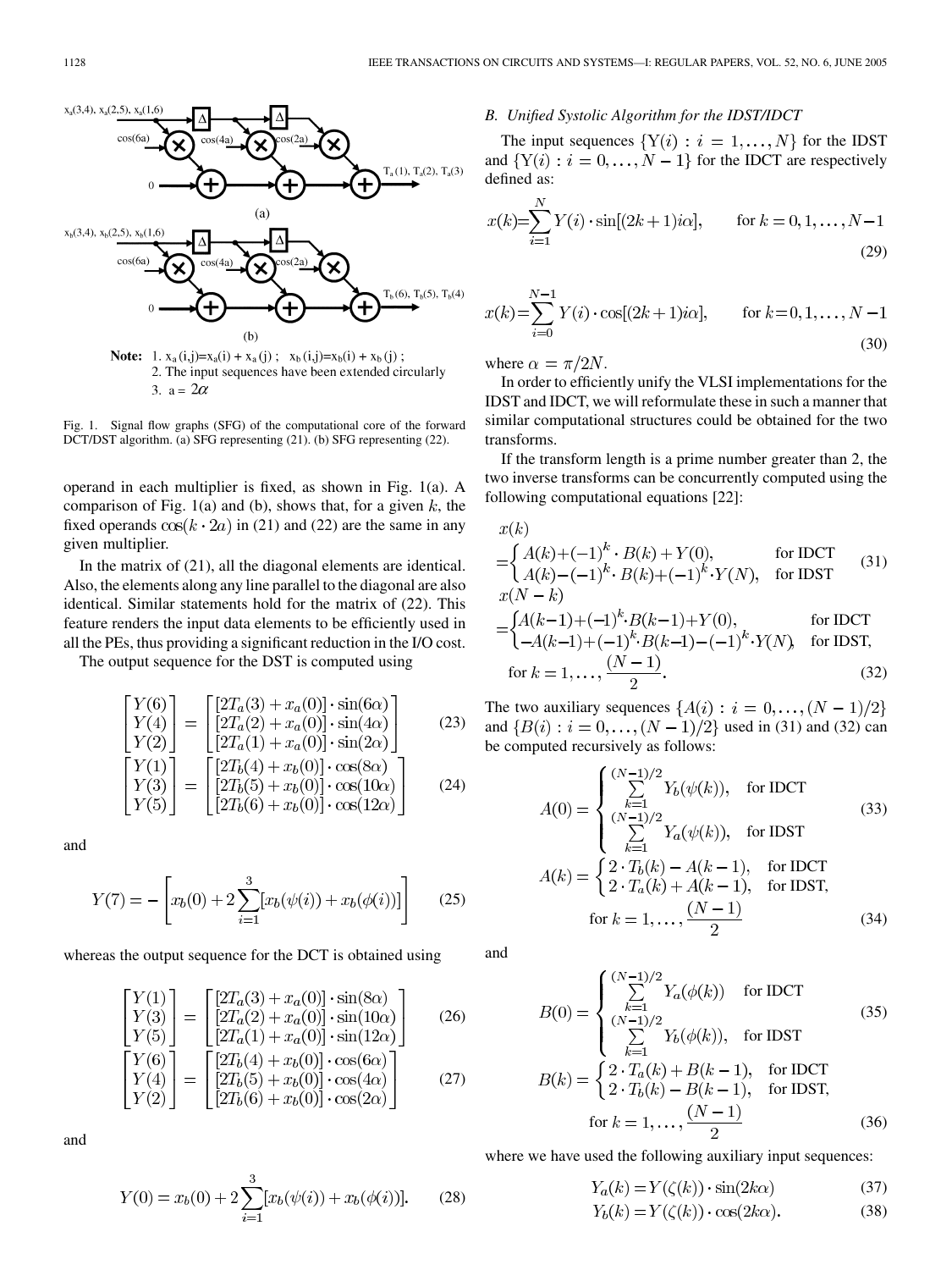Note: 1. $x_a(i,j)=x_a(i)+x_a(j)$ ; $x_b(i,j)=x_b(i)+x_b(j)$ ;
2. The input sequences have been extended circularly
3. $a = 2\alpha$

Fig. 1. Signal flow graphs (SFG) of the computational core of the forward DCT/DST algorithm. (a) SFG representing (21). (b) SFG representing (22).

operand in each multiplier is fixed, as shown in Fig. 1(a). A comparison of Fig. 1(a) and (b), shows that, for a given $k$, the fixed operands $\cos(k \cdot 2a)$ in (21) and (22) are the same in any given multiplier.

In the matrix of (21), all the diagonal elements are identical. Also, the elements along any line parallel to the diagonal are also identical. Similar statements hold for the matrix of (22). This feature renders the input data elements to be efficiently used in all the PEs, thus providing a significant reduction in the I/O cost.

The output sequence for the DST is computed using

$$\begin{bmatrix} Y(6) \\ Y(4) \\ Y(2) \end{bmatrix} = \begin{bmatrix} [2T_a(3)+x_a(0)]\cdot\sin(6\alpha) \\ [2T_a(2)+x_a(0)]\cdot\sin(4\alpha) \\ [2T_a(1)+x_a(0)]\cdot\sin(2\alpha) \end{bmatrix} \tag{23}$$

$$\begin{bmatrix} Y(1) \\ Y(3) \\ Y(5) \end{bmatrix} = \begin{bmatrix} [2T_b(4)+x_b(0)]\cdot\cos(8\alpha) \\ [2T_b(5)+x_b(0)]\cdot\cos(10\alpha) \\ [2T_b(6)+x_b(0)]\cdot\cos(12\alpha) \end{bmatrix} \tag{24}$$

and

$$Y(7) = -\left[x_b(0) + 2\sum_{i=1}^{3}[x_b(\psi(i)) + x_b(\phi(i))]\right] \tag{25}$$

whereas the output sequence for the DCT is obtained using

$$\begin{bmatrix} Y(1) \\ Y(3) \\ Y(5) \end{bmatrix} = \begin{bmatrix} [2T_a(3)+x_a(0)]\cdot\sin(8\alpha) \\ [2T_a(2)+x_a(0)]\cdot\sin(10\alpha) \\ [2T_a(1)+x_a(0)]\cdot\sin(12\alpha) \end{bmatrix} \tag{26}$$

$$\begin{bmatrix} Y(6) \\ Y(4) \\ Y(2) \end{bmatrix} = \begin{bmatrix} [2T_b(4)+x_b(0)]\cdot\cos(6\alpha) \\ [2T_b(5)+x_b(0)]\cdot\cos(4\alpha) \\ [2T_b(6)+x_b(0)]\cdot\cos(2\alpha) \end{bmatrix} \tag{27}$$

and

$$Y(0) = x_b(0) + 2\sum_{i=1}^{3}[x_b(\psi(i)) + x_b(\phi(i))]. \tag{28}$$

### B. Unified Systolic Algorithm for the IDST/IDCT

The input sequences $\{Y(i) : i = 1, \ldots, N\}$ for the IDST and $\{Y(i) : i = 0, \ldots, N-1\}$ for the IDCT are respectively defined as:

$$x(k) = \sum_{i=1}^{N} Y(i)\cdot\sin[(2k+1)i\alpha], \qquad \text{for } k = 0, 1, \ldots, N-1 \tag{29}$$

$$x(k) = \sum_{i=0}^{N-1} Y(i)\cdot\cos[(2k+1)i\alpha], \qquad \text{for } k = 0, 1, \ldots, N-1 \tag{30}$$

where $\alpha = \pi/2N$.

In order to efficiently unify the VLSI implementations for the IDST and IDCT, we will reformulate these in such a manner that similar computational structures could be obtained for the two transforms.

If the transform length is a prime number greater than 2, the two inverse transforms can be concurrently computed using the following computational equations [22]:

$$x(k) = \begin{cases} A(k) + (-1)^k \cdot B(k) + Y(0), & \text{for IDCT} \\ A(k) - (-1)^k \cdot B(k) + (-1)^k \cdot Y(N), & \text{for IDST} \end{cases} \tag{31}$$

$$x(N-k) = \begin{cases} A(k-1) + (-1)^k \cdot B(k-1) + Y(0), & \text{for IDCT} \\ -A(k-1) + (-1)^k \cdot B(k-1) - (-1)^k \cdot Y(N), & \text{for IDST,} \end{cases}$$

$$\text{for } k = 1, \ldots, \frac{(N-1)}{2}. \tag{32}$$

The two auxiliary sequences $\{A(i) : i = 0, \ldots, (N-1)/2\}$ and $\{B(i) : i = 0, \ldots, (N-1)/2\}$ used in (31) and (32) can be computed recursively as follows:

$$A(0) = \begin{cases} \sum_{k=1}^{(N-1)/2} Y_b(\psi(k)), & \text{for IDCT} \\ \sum_{k=1}^{(N-1)/2} Y_a(\psi(k)), & \text{for IDST} \end{cases} \tag{33}$$

$$A(k) = \begin{cases} 2\cdot T_b(k) - A(k-1), & \text{for IDCT} \\ 2\cdot T_a(k) + A(k-1), & \text{for IDST,} \end{cases}$$

$$\text{for } k = 1, \ldots, \frac{(N-1)}{2} \tag{34}$$

and

$$B(0) = \begin{cases} \sum_{k=1}^{(N-1)/2} Y_a(\phi(k)) & \text{for IDCT} \\ \sum_{k=1}^{(N-1)/2} Y_b(\phi(k)), & \text{for IDST} \end{cases} \tag{35}$$

$$B(k) = \begin{cases} 2\cdot T_a(k) + B(k-1), & \text{for IDCT} \\ 2\cdot T_b(k) - B(k-1), & \text{for IDST,} \end{cases}$$

$$\text{for } k = 1, \ldots, \frac{(N-1)}{2} \tag{36}$$

where we have used the following auxiliary input sequences:

$$Y_a(k) = Y(\zeta(k))\cdot\sin(2k\alpha) \tag{37}$$

$$Y_b(k) = Y(\zeta(k))\cdot\cos(2k\alpha). \tag{38}$$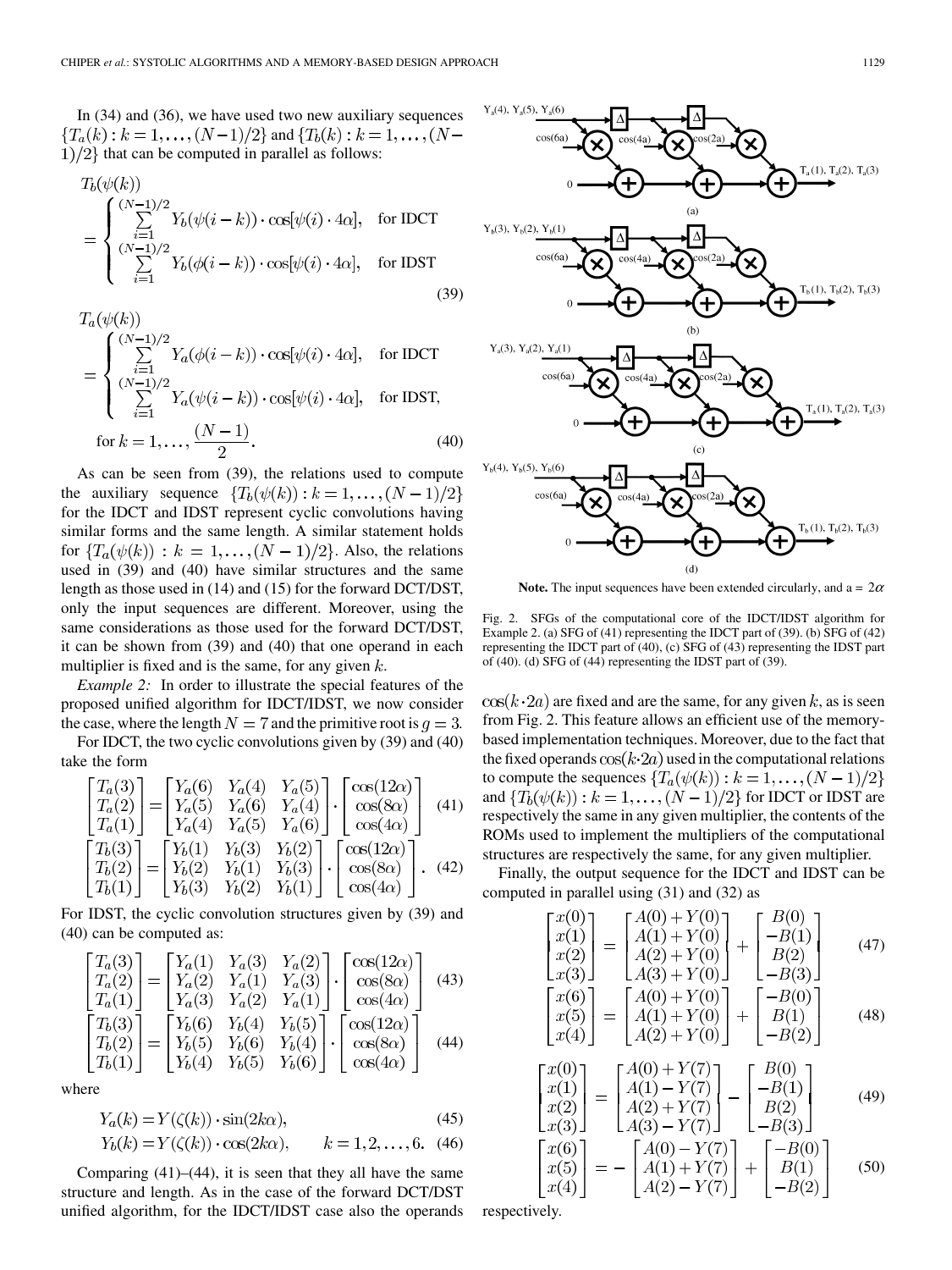In (34) and (36), we have used two new auxiliary sequences $\{T_a(k): k = 1, \ldots, (N-1)/2\}$ and $\{T_b(k): k = 1, \ldots, (N-1)/2\}$ that can be computed in parallel as follows:

$$T_b(\psi(k)) = \begin{cases} \sum_{i=1}^{(N-1)/2} Y_b(\psi(i-k)) \cdot \cos[\psi(i) \cdot 4\alpha], & \text{for IDCT} \\ \sum_{i=1}^{(N-1)/2} Y_b(\phi(i-k)) \cdot \cos[\psi(i) \cdot 4\alpha], & \text{for IDST} \end{cases} \tag{39}$$

$$T_a(\psi(k)) = \begin{cases} \sum_{i=1}^{(N-1)/2} Y_a(\phi(i-k)) \cdot \cos[\psi(i) \cdot 4\alpha], & \text{for IDCT} \\ \sum_{i=1}^{(N-1)/2} Y_a(\psi(i-k)) \cdot \cos[\psi(i) \cdot 4\alpha], & \text{for IDST,} \end{cases}$$

$$\text{for } k = 1, \ldots, \frac{(N-1)}{2}. \tag{40}$$

As can be seen from (39), the relations used to compute the auxiliary sequence $\{T_b(\psi(k)): k = 1, \ldots, (N-1)/2\}$ for the IDCT and IDST represent cyclic convolutions having similar forms and the same length. A similar statement holds for $\{T_a(\psi(k)): k = 1, \ldots, (N-1)/2\}$. Also, the relations used in (39) and (40) have similar structures and the same length as those used in (14) and (15) for the forward DCT/DST, only the input sequences are different. Moreover, using the same considerations as those used for the forward DCT/DST, it can be shown from (39) and (40) that one operand in each multiplier is fixed and is the same, for any given $k$.

*Example 2:* In order to illustrate the special features of the proposed unified algorithm for IDCT/IDST, we now consider the case, where the length $N = 7$ and the primitive root is $g = 3$.

For IDCT, the two cyclic convolutions given by (39) and (40) take the form

$$\begin{bmatrix} T_a(3) \\ T_a(2) \\ T_a(1) \end{bmatrix} = \begin{bmatrix} Y_a(6) & Y_a(4) & Y_a(5) \\ Y_a(5) & Y_a(6) & Y_a(4) \\ Y_a(4) & Y_a(5) & Y_a(6) \end{bmatrix} \cdot \begin{bmatrix} \cos(12\alpha) \\ \cos(8\alpha) \\ \cos(4\alpha) \end{bmatrix} \tag{41}$$

$$\begin{bmatrix} T_b(3) \\ T_b(2) \\ T_b(1) \end{bmatrix} = \begin{bmatrix} Y_b(1) & Y_b(3) & Y_b(2) \\ Y_b(2) & Y_b(1) & Y_b(3) \\ Y_b(3) & Y_b(2) & Y_b(1) \end{bmatrix} \cdot \begin{bmatrix} \cos(12\alpha) \\ \cos(8\alpha) \\ \cos(4\alpha) \end{bmatrix}. \tag{42}$$

For IDST, the cyclic convolution structures given by (39) and (40) can be computed as:

$$\begin{bmatrix} T_a(3) \\ T_a(2) \\ T_a(1) \end{bmatrix} = \begin{bmatrix} Y_a(1) & Y_a(3) & Y_a(2) \\ Y_a(2) & Y_a(1) & Y_a(3) \\ Y_a(3) & Y_a(2) & Y_a(1) \end{bmatrix} \cdot \begin{bmatrix} \cos(12\alpha) \\ \cos(8\alpha) \\ \cos(4\alpha) \end{bmatrix} \tag{43}$$

$$\begin{bmatrix} T_b(3) \\ T_b(2) \\ T_b(1) \end{bmatrix} = \begin{bmatrix} Y_b(6) & Y_b(4) & Y_b(5) \\ Y_b(5) & Y_b(6) & Y_b(4) \\ Y_b(4) & Y_b(5) & Y_b(6) \end{bmatrix} \cdot \begin{bmatrix} \cos(12\alpha) \\ \cos(8\alpha) \\ \cos(4\alpha) \end{bmatrix} \tag{44}$$

where

$$Y_a(k) = Y(\zeta(k)) \cdot \sin(2k\alpha), \tag{45}$$

$$Y_b(k) = Y(\zeta(k)) \cdot \cos(2k\alpha), \qquad k = 1, 2, \ldots, 6. \tag{46}$$

Comparing (41)–(44), it is seen that they all have the same structure and length. As in the case of the forward DCT/DST unified algorithm, for the IDCT/IDST case also the operands $\cos(k \cdot 2a)$ are fixed and are the same, for any given $k$, as is seen from Fig. 2. This feature allows an efficient use of the memory-based implementation techniques. Moreover, due to the fact that the fixed operands $\cos(k \cdot 2a)$ used in the computational relations to compute the sequences $\{T_a(\psi(k)): k = 1, \ldots, (N-1)/2\}$ and $\{T_b(\psi(k)): k = 1, \ldots, (N-1)/2\}$ for IDCT or IDST are respectively the same in any given multiplier, the contents of the ROMs used to implement the multipliers of the computational structures are respectively the same, for any given multiplier.

**Note.** The input sequences have been extended circularly, and $a = 2\alpha$

Fig. 2. SFGs of the computational core of the IDCT/IDST algorithm for Example 2. (a) SFG of (41) representing the IDCT part of (39). (b) SFG of (42) representing the IDCT part of (40), (c) SFG of (43) representing the IDST part of (40). (d) SFG of (44) representing the IDST part of (39).

Finally, the output sequence for the IDCT and IDST can be computed in parallel using (31) and (32) as

$$\begin{bmatrix} x(0) \\ x(1) \\ x(2) \\ x(3) \end{bmatrix} = \begin{bmatrix} A(0) + Y(0) \\ A(1) + Y(0) \\ A(2) + Y(0) \\ A(3) + Y(0) \end{bmatrix} + \begin{bmatrix} B(0) \\ -B(1) \\ B(2) \\ -B(3) \end{bmatrix} \tag{47}$$

$$\begin{bmatrix} x(6) \\ x(5) \\ x(4) \end{bmatrix} = \begin{bmatrix} A(0) + Y(0) \\ A(1) + Y(0) \\ A(2) + Y(0) \end{bmatrix} + \begin{bmatrix} -B(0) \\ B(1) \\ -B(2) \end{bmatrix} \tag{48}$$

$$\begin{bmatrix} x(0) \\ x(1) \\ x(2) \\ x(3) \end{bmatrix} = \begin{bmatrix} A(0) + Y(7) \\ A(1) - Y(7) \\ A(2) + Y(7) \\ A(3) - Y(7) \end{bmatrix} - \begin{bmatrix} B(0) \\ -B(1) \\ B(2) \\ -B(3) \end{bmatrix} \tag{49}$$

$$\begin{bmatrix} x(6) \\ x(5) \\ x(4) \end{bmatrix} = -\begin{bmatrix} A(0) - Y(7) \\ A(1) + Y(7) \\ A(2) - Y(7) \end{bmatrix} + \begin{bmatrix} -B(0) \\ B(1) \\ -B(2) \end{bmatrix} \tag{50}$$

respectively.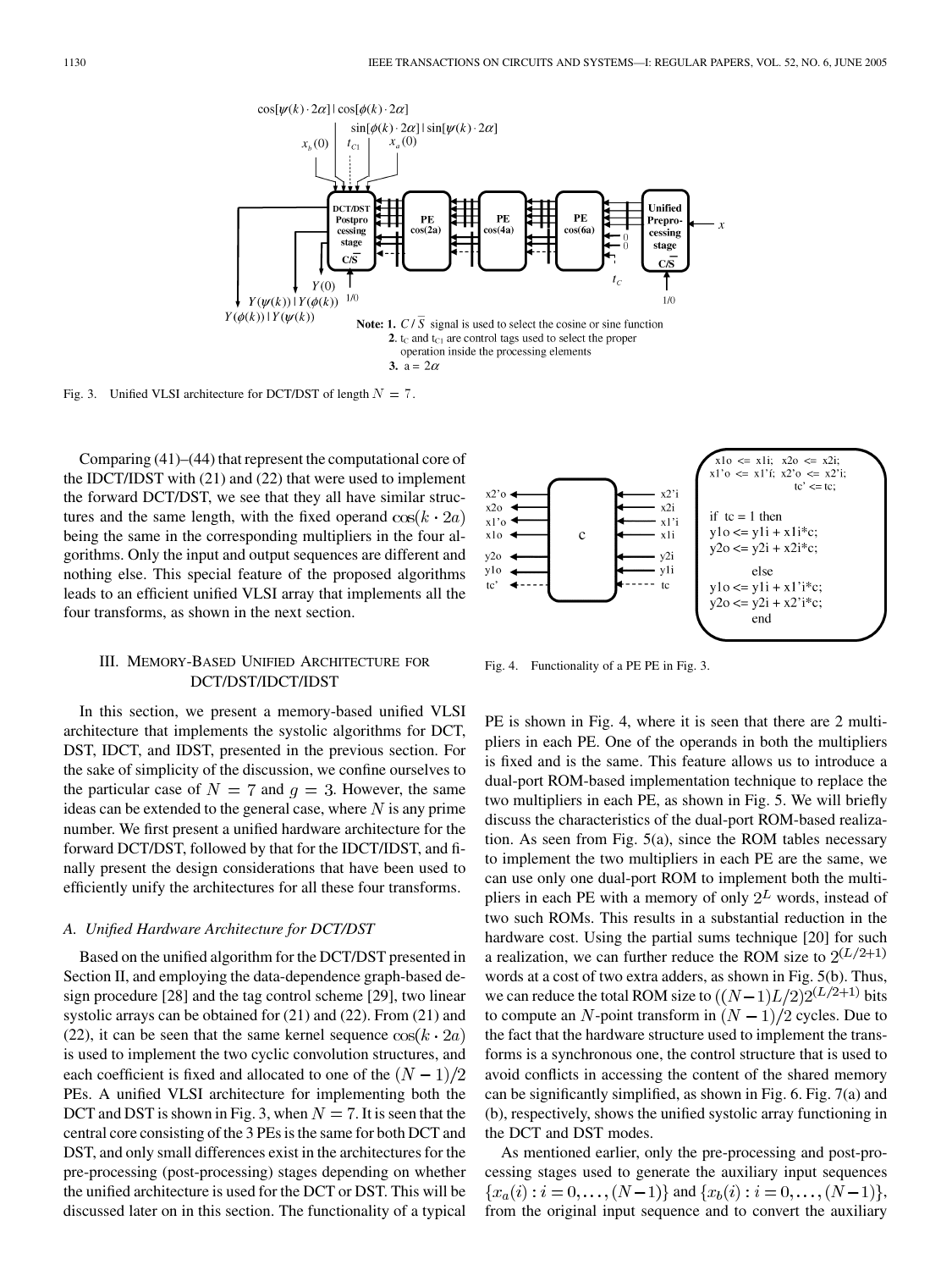Fig. 3. Unified VLSI architecture for DCT/DST of length $N = 7$.

```
x1o <= x1i;  x2o <= x2i;
x1'o <= x1'f; x2'o <= x2'i;
             tc' <= tc;

if  tc = 1 then
y1o <= y1i + x1i*c;
y2o <= y2i + x2i*c;
        else
y1o <= y1i + x1'i*c;
y2o <= y2i + x2'i*c;
        end
```

Fig. 4. Functionality of a PE PE in Fig. 3.

Comparing (41)–(44) that represent the computational core of the IDCT/IDST with (21) and (22) that were used to implement the forward DCT/DST, we see that they all have similar structures and the same length, with the fixed operand $\cos(k \cdot 2a)$ being the same in the corresponding multipliers in the four algorithms. Only the input and output sequences are different and nothing else. This special feature of the proposed algorithms leads to an efficient unified VLSI array that implements all the four transforms, as shown in the next section.

## III. Memory-Based Unified Architecture for DCT/DST/IDCT/IDST

In this section, we present a memory-based unified VLSI architecture that implements the systolic algorithms for DCT, DST, IDCT, and IDST, presented in the previous section. For the sake of simplicity of the discussion, we confine ourselves to the particular case of $N = 7$ and $g = 3$. However, the same ideas can be extended to the general case, where $N$ is any prime number. We first present a unified hardware architecture for the forward DCT/DST, followed by that for the IDCT/IDST, and finally present the design considerations that have been used to efficiently unify the architectures for all these four transforms.

### A. Unified Hardware Architecture for DCT/DST

Based on the unified algorithm for the DCT/DST presented in Section II, and employing the data-dependence graph-based design procedure [28] and the tag control scheme [29], two linear systolic arrays can be obtained for (21) and (22). From (21) and (22), it can be seen that the same kernel sequence $\cos(k \cdot 2a)$ is used to implement the two cyclic convolution structures, and each coefficient is fixed and allocated to one of the $(N-1)/2$ PEs. A unified VLSI architecture for implementing both the DCT and DST is shown in Fig. 3, when $N = 7$. It is seen that the central core consisting of the 3 PEs is the same for both DCT and DST, and only small differences exist in the architectures for the pre-processing (post-processing) stages depending on whether the unified architecture is used for the DCT or DST. This will be discussed later on in this section. The functionality of a typical PE is shown in Fig. 4, where it is seen that there are 2 multipliers in each PE. One of the operands in both the multipliers is fixed and is the same. This feature allows us to introduce a dual-port ROM-based implementation technique to replace the two multipliers in each PE, as shown in Fig. 5. We will briefly discuss the characteristics of the dual-port ROM-based realization. As seen from Fig. 5(a), since the ROM tables necessary to implement the two multipliers in each PE are the same, we can use only one dual-port ROM to implement both the multipliers in each PE with a memory of only $2^L$ words, instead of two such ROMs. This results in a substantial reduction in the hardware cost. Using the partial sums technique [20] for such a realization, we can further reduce the ROM size to $2^{(L/2+1)}$ words at a cost of two extra adders, as shown in Fig. 5(b). Thus, we can reduce the total ROM size to $((N-1)L/2)2^{(L/2+1)}$ bits to compute an $N$-point transform in $(N-1)/2$ cycles. Due to the fact that the hardware structure used to implement the transforms is a synchronous one, the control structure that is used to avoid conflicts in accessing the content of the shared memory can be significantly simplified, as shown in Fig. 6. Fig. 7(a) and (b), respectively, shows the unified systolic array functioning in the DCT and DST modes.

As mentioned earlier, only the pre-processing and post-processing stages used to generate the auxiliary input sequences $\{x_a(i) : i = 0, \ldots, (N-1)\}$ and $\{x_b(i) : i = 0, \ldots, (N-1)\}$, from the original input sequence and to convert the auxiliary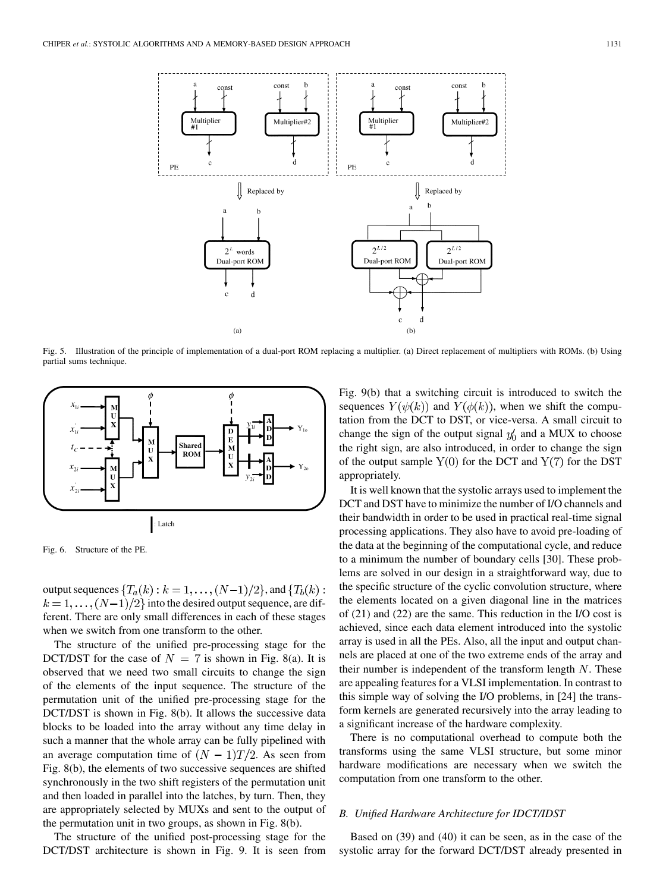Fig. 5. Illustration of the principle of implementation of a dual-port ROM replacing a multiplier. (a) Direct replacement of multipliers with ROMs. (b) Using partial sums technique.

Fig. 6. Structure of the PE.

output sequences $\{T_a(k) : k = 1, \ldots, (N-1)/2\}$, and $\{T_b(k) : k = 1, \ldots, (N-1)/2\}$ into the desired output sequence, are different. There are only small differences in each of these stages when we switch from one transform to the other.

The structure of the unified pre-processing stage for the DCT/DST for the case of $N = 7$ is shown in Fig. 8(a). It is observed that we need two small circuits to change the sign of the elements of the input sequence. The structure of the permutation unit of the unified pre-processing stage for the DCT/DST is shown in Fig. 8(b). It allows the successive data blocks to be loaded into the array without any time delay in such a manner that the whole array can be fully pipelined with an average computation time of $(N-1)T/2$. As seen from Fig. 8(b), the elements of two successive sequences are shifted synchronously in the two shift registers of the permutation unit and then loaded in parallel into the latches, by turn. Then, they are appropriately selected by MUXs and sent to the output of the permutation unit in two groups, as shown in Fig. 8(b).

The structure of the unified post-processing stage for the DCT/DST architecture is shown in Fig. 9. It is seen from Fig. 9(b) that a switching circuit is introduced to switch the sequences $Y(\psi(k))$ and $Y(\phi(k))$, when we shift the computation from the DCT to DST, or vice-versa. A small circuit to change the sign of the output signal $y_0'$ and a MUX to choose the right sign, are also introduced, in order to change the sign of the output sample $\mathrm{Y}(0)$ for the DCT and $\mathrm{Y}(7)$ for the DST appropriately.

It is well known that the systolic arrays used to implement the DCT and DST have to minimize the number of I/O channels and their bandwidth in order to be used in practical real-time signal processing applications. They also have to avoid pre-loading of the data at the beginning of the computational cycle, and reduce to a minimum the number of boundary cells [30]. These problems are solved in our design in a straightforward way, due to the specific structure of the cyclic convolution structure, where the elements located on a given diagonal line in the matrices of (21) and (22) are the same. This reduction in the I/O cost is achieved, since each data element introduced into the systolic array is used in all the PEs. Also, all the input and output channels are placed at one of the two extreme ends of the array and their number is independent of the transform length $N$. These are appealing features for a VLSI implementation. In contrast to this simple way of solving the I/O problems, in [24] the transform kernels are generated recursively into the array leading to a significant increase of the hardware complexity.

There is no computational overhead to compute both the transforms using the same VLSI structure, but some minor hardware modifications are necessary when we switch the computation from one transform to the other.

### *B. Unified Hardware Architecture for IDCT/IDST*

Based on (39) and (40) it can be seen, as in the case of the systolic array for the forward DCT/DST already presented in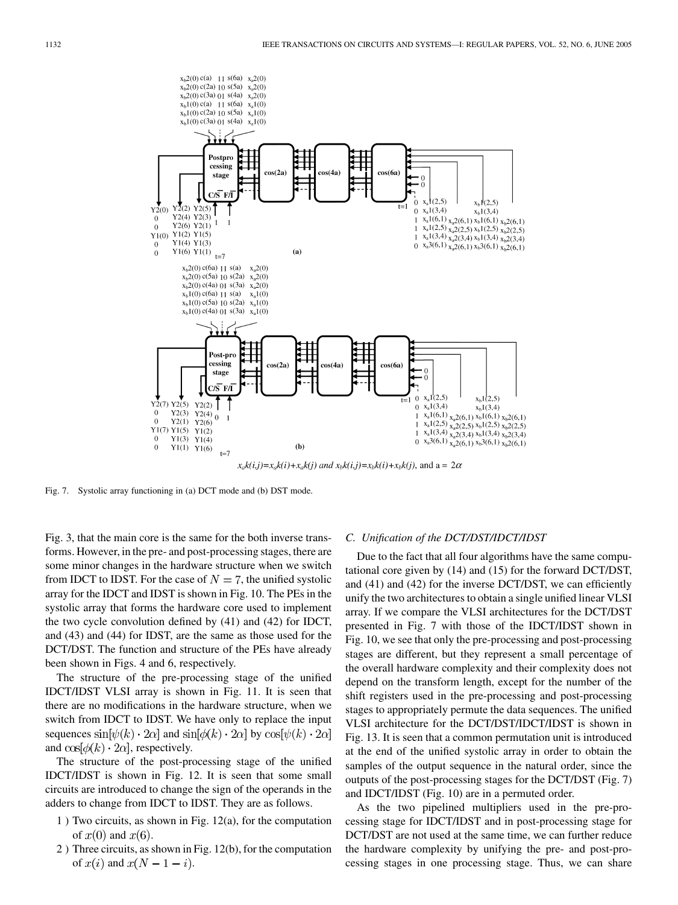Fig. 7. Systolic array functioning in (a) DCT mode and (b) DST mode.

Fig. 3, that the main core is the same for the both inverse transforms. However, in the pre- and post-processing stages, there are some minor changes in the hardware structure when we switch from IDCT to IDST. For the case of $N = 7$, the unified systolic array for the IDCT and IDST is shown in Fig. 10. The PEs in the systolic array that forms the hardware core used to implement the two cycle convolution defined by (41) and (42) for IDCT, and (43) and (44) for IDST, are the same as those used for the DCT/DST. The function and structure of the PEs have already been shown in Figs. 4 and 6, respectively.

The structure of the pre-processing stage of the unified IDCT/IDST VLSI array is shown in Fig. 11. It is seen that there are no modifications in the hardware structure, when we switch from IDCT to IDST. We have only to replace the input sequences $\sin[\psi(k) \cdot 2\alpha]$ and $\sin[\phi(k) \cdot 2\alpha]$ by $\cos[\psi(k) \cdot 2\alpha]$ and $\cos[\phi(k) \cdot 2\alpha]$, respectively.

The structure of the post-processing stage of the unified IDCT/IDST is shown in Fig. 12. It is seen that some small circuits are introduced to change the sign of the operands in the adders to change from IDCT to IDST. They are as follows.

1 ) Two circuits, as shown in Fig. 12(a), for the computation of $x(0)$ and $x(6)$.
2 ) Three circuits, as shown in Fig. 12(b), for the computation of $x(i)$ and $x(N-1-i)$.

### C. Unification of the DCT/DST/IDCT/IDST

Due to the fact that all four algorithms have the same computational core given by (14) and (15) for the forward DCT/DST, and (41) and (42) for the inverse DCT/DST, we can efficiently unify the two architectures to obtain a single unified linear VLSI array. If we compare the VLSI architectures for the DCT/DST presented in Fig. 7 with those of the IDCT/IDST shown in Fig. 10, we see that only the pre-processing and post-processing stages are different, but they represent a small percentage of the overall hardware complexity and their complexity does not depend on the transform length, except for the number of the shift registers used in the pre-processing and post-processing stages to appropriately permute the data sequences. The unified VLSI architecture for the DCT/DST/IDCT/IDST is shown in Fig. 13. It is seen that a common permutation unit is introduced at the end of the unified systolic array in order to obtain the samples of the output sequence in the natural order, since the outputs of the post-processing stages for the DCT/DST (Fig. 7) and IDCT/IDST (Fig. 10) are in a permuted order.

As the two pipelined multipliers used in the pre-processing stage for IDCT/IDST and in post-processing stage for DCT/DST are not used at the same time, we can further reduce the hardware complexity by unifying the pre- and post-processing stages in one processing stage. Thus, we can share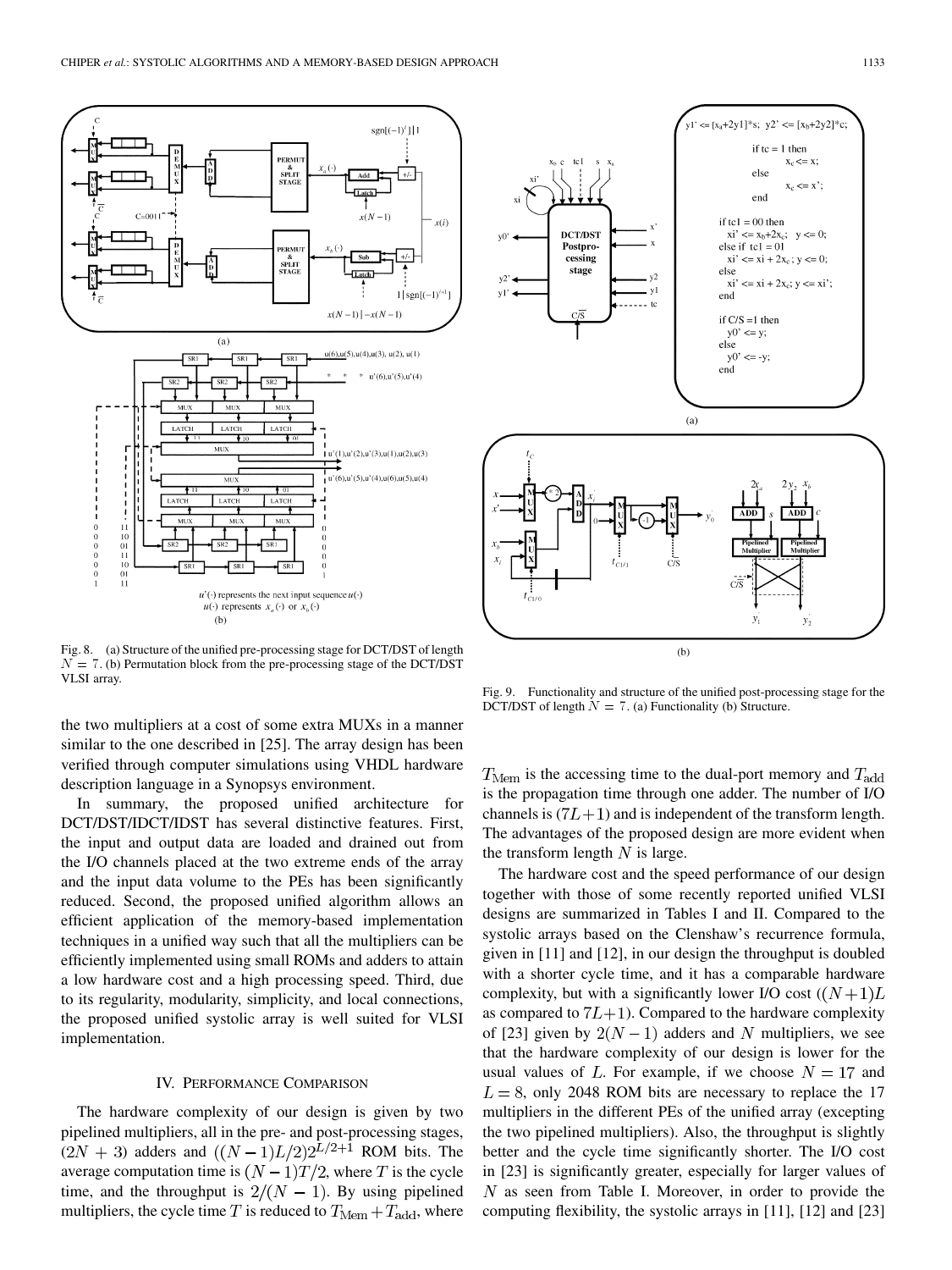Fig. 8. (a) Structure of the unified pre-processing stage for DCT/DST of length $N = 7$. (b) Permutation block from the pre-processing stage of the DCT/DST VLSI array.

Fig. 9. Functionality and structure of the unified post-processing stage for the DCT/DST of length $N = 7$. (a) Functionality (b) Structure.

the two multipliers at a cost of some extra MUXs in a manner similar to the one described in [25]. The array design has been verified through computer simulations using VHDL hardware description language in a Synopsys environment.

In summary, the proposed unified architecture for DCT/DST/IDCT/IDST has several distinctive features. First, the input and output data are loaded and drained out from the I/O channels placed at the two extreme ends of the array and the input data volume to the PEs has been significantly reduced. Second, the proposed unified algorithm allows an efficient application of the memory-based implementation techniques in a unified way such that all the multipliers can be efficiently implemented using small ROMs and adders to attain a low hardware cost and a high processing speed. Third, due to its regularity, modularity, simplicity, and local connections, the proposed unified systolic array is well suited for VLSI implementation.

## IV. Performance Comparison

The hardware complexity of our design is given by two pipelined multipliers, all in the pre- and post-processing stages, $(2N + 3)$ adders and $((N-1)L/2)2^{L/2+1}$ ROM bits. The average computation time is $(N-1)T/2$, where $T$ is the cycle time, and the throughput is $2/(N-1)$. By using pipelined multipliers, the cycle time $T$ is reduced to $T_{\text{Mem}} + T_{\text{add}}$, where $T_{\text{Mem}}$ is the accessing time to the dual-port memory and $T_{\text{add}}$ is the propagation time through one adder. The number of I/O channels is $(7L+1)$ and is independent of the transform length. The advantages of the proposed design are more evident when the transform length $N$ is large.

The hardware cost and the speed performance of our design together with those of some recently reported unified VLSI designs are summarized in Tables I and II. Compared to the systolic arrays based on the Clenshaw's recurrence formula, given in [11] and [12], in our design the throughput is doubled with a shorter cycle time, and it has a comparable hardware complexity, but with a significantly lower I/O cost ($(N+1)L$ as compared to $7L+1$). Compared to the hardware complexity of [23] given by $2(N-1)$ adders and $N$ multipliers, we see that the hardware complexity of our design is lower for the usual values of $L$. For example, if we choose $N = 17$ and $L = 8$, only 2048 ROM bits are necessary to replace the 17 multipliers in the different PEs of the unified array (excepting the two pipelined multipliers). Also, the throughput is slightly better and the cycle time significantly shorter. The I/O cost in [23] is significantly greater, especially for larger values of $N$ as seen from Table I. Moreover, in order to provide the computing flexibility, the systolic arrays in [11], [12] and [23]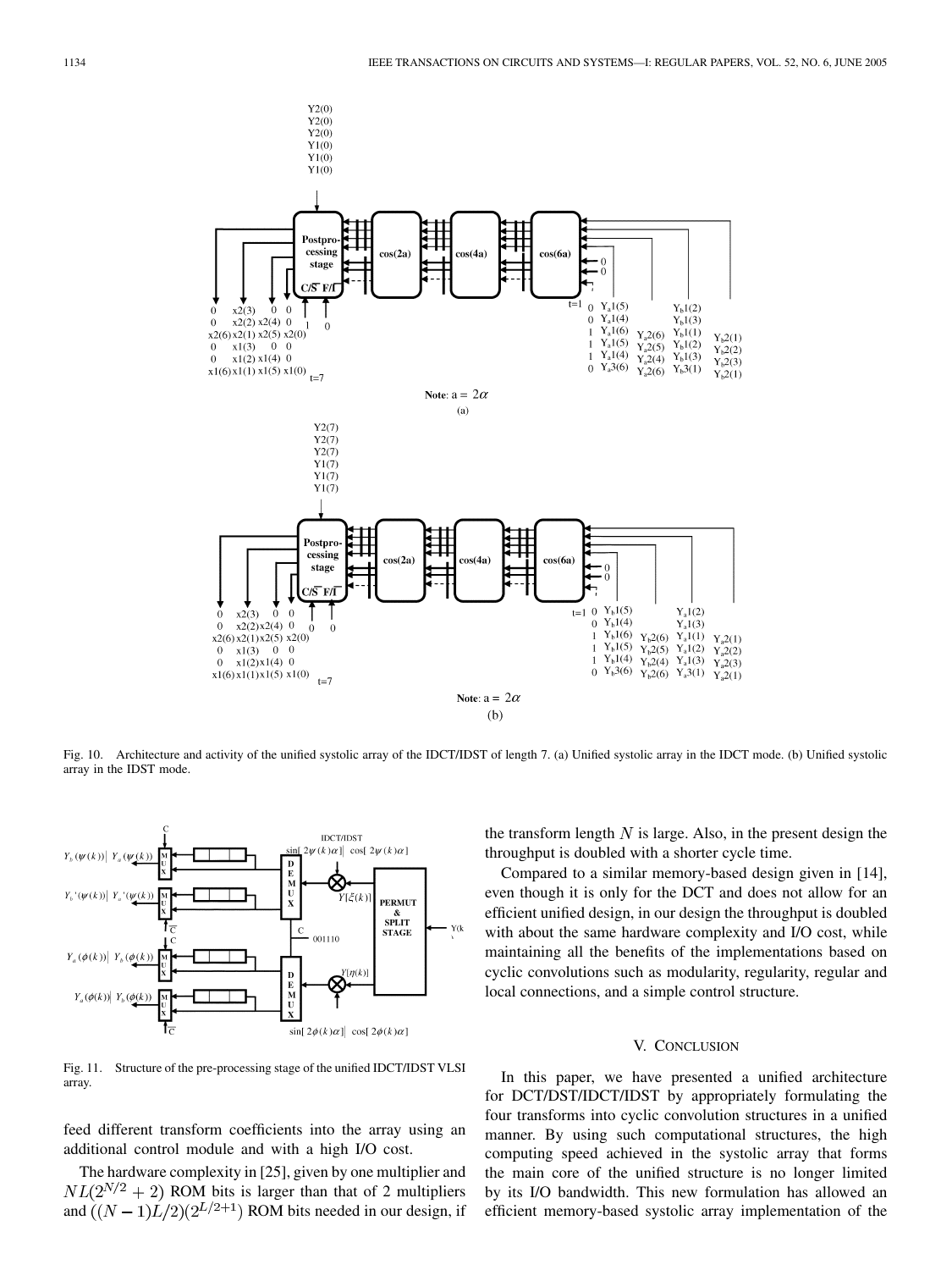Fig. 10. Architecture and activity of the unified systolic array of the IDCT/IDST of length 7. (a) Unified systolic array in the IDCT mode. (b) Unified systolic array in the IDST mode.

Fig. 11. Structure of the pre-processing stage of the unified IDCT/IDST VLSI array.

feed different transform coefficients into the array using an additional control module and with a high I/O cost.

The hardware complexity in [25], given by one multiplier and $NL(2^{N/2}+2)$ ROM bits is larger than that of 2 multipliers and $((N-1)L/2)(2^{L/2+1})$ ROM bits needed in our design, if the transform length $N$ is large. Also, in the present design the throughput is doubled with a shorter cycle time.

Compared to a similar memory-based design given in [14], even though it is only for the DCT and does not allow for an efficient unified design, in our design the throughput is doubled with about the same hardware complexity and I/O cost, while maintaining all the benefits of the implementations based on cyclic convolutions such as modularity, regularity, regular and local connections, and a simple control structure.

## V. Conclusion

In this paper, we have presented a unified architecture for DCT/DST/IDCT/IDST by appropriately formulating the four transforms into cyclic convolution structures in a unified manner. By using such computational structures, the high computing speed achieved in the systolic array that forms the main core of the unified structure is no longer limited by its I/O bandwidth. This new formulation has allowed an efficient memory-based systolic array implementation of the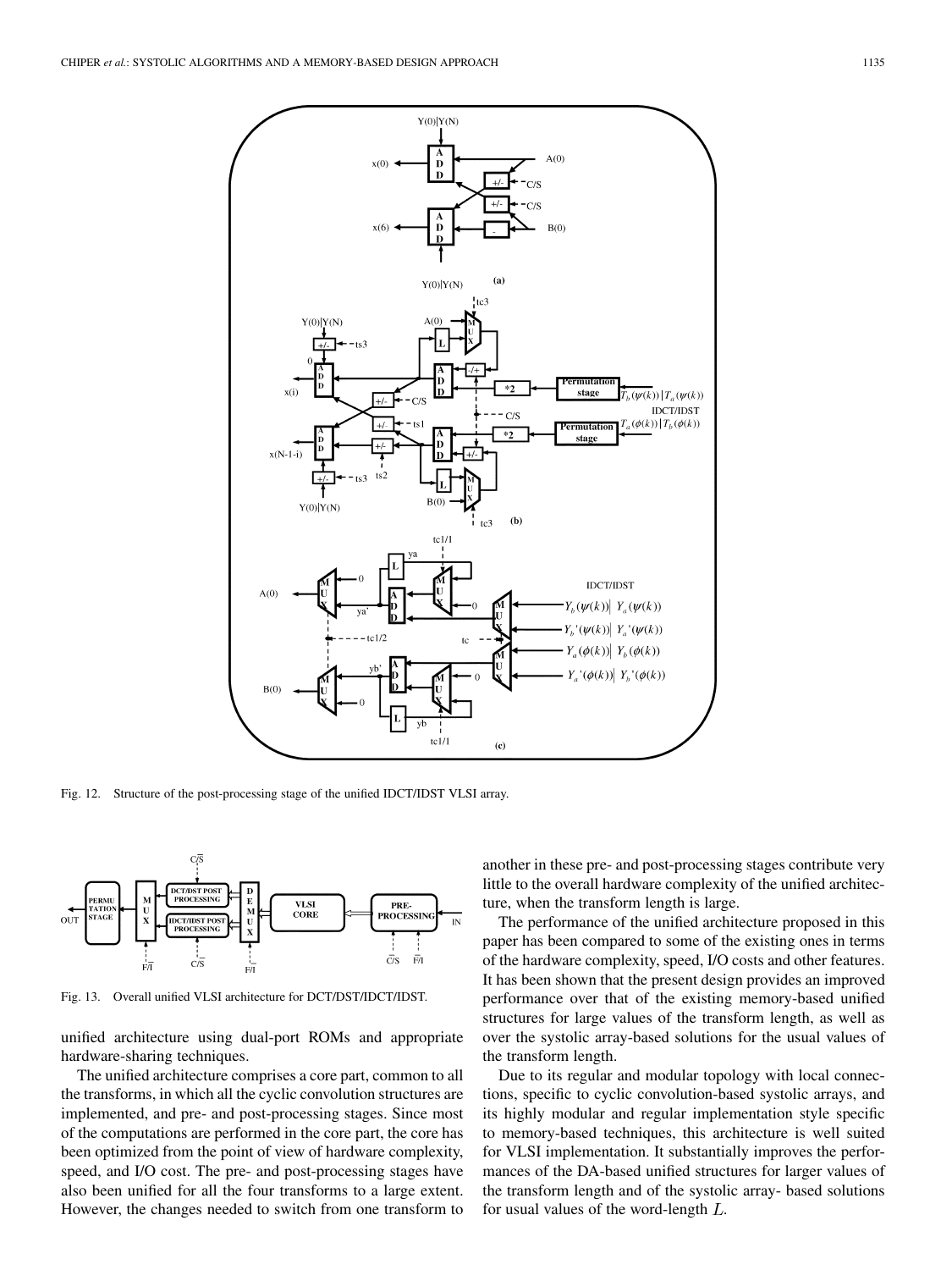Fig. 12. Structure of the post-processing stage of the unified IDCT/IDST VLSI array.

Fig. 13. Overall unified VLSI architecture for DCT/DST/IDCT/IDST.

unified architecture using dual-port ROMs and appropriate hardware-sharing techniques.

The unified architecture comprises a core part, common to all the transforms, in which all the cyclic convolution structures are implemented, and pre- and post-processing stages. Since most of the computations are performed in the core part, the core has been optimized from the point of view of hardware complexity, speed, and I/O cost. The pre- and post-processing stages have also been unified for all the four transforms to a large extent. However, the changes needed to switch from one transform to another in these pre- and post-processing stages contribute very little to the overall hardware complexity of the unified architecture, when the transform length is large.

The performance of the unified architecture proposed in this paper has been compared to some of the existing ones in terms of the hardware complexity, speed, I/O costs and other features. It has been shown that the present design provides an improved performance over that of the existing memory-based unified structures for large values of the transform length, as well as over the systolic array-based solutions for the usual values of the transform length.

Due to its regular and modular topology with local connections, specific to cyclic convolution-based systolic arrays, and its highly modular and regular implementation style specific to memory-based techniques, this architecture is well suited for VLSI implementation. It substantially improves the performances of the DA-based unified structures for larger values of the transform length and of the systolic array- based solutions for usual values of the word-length $L$.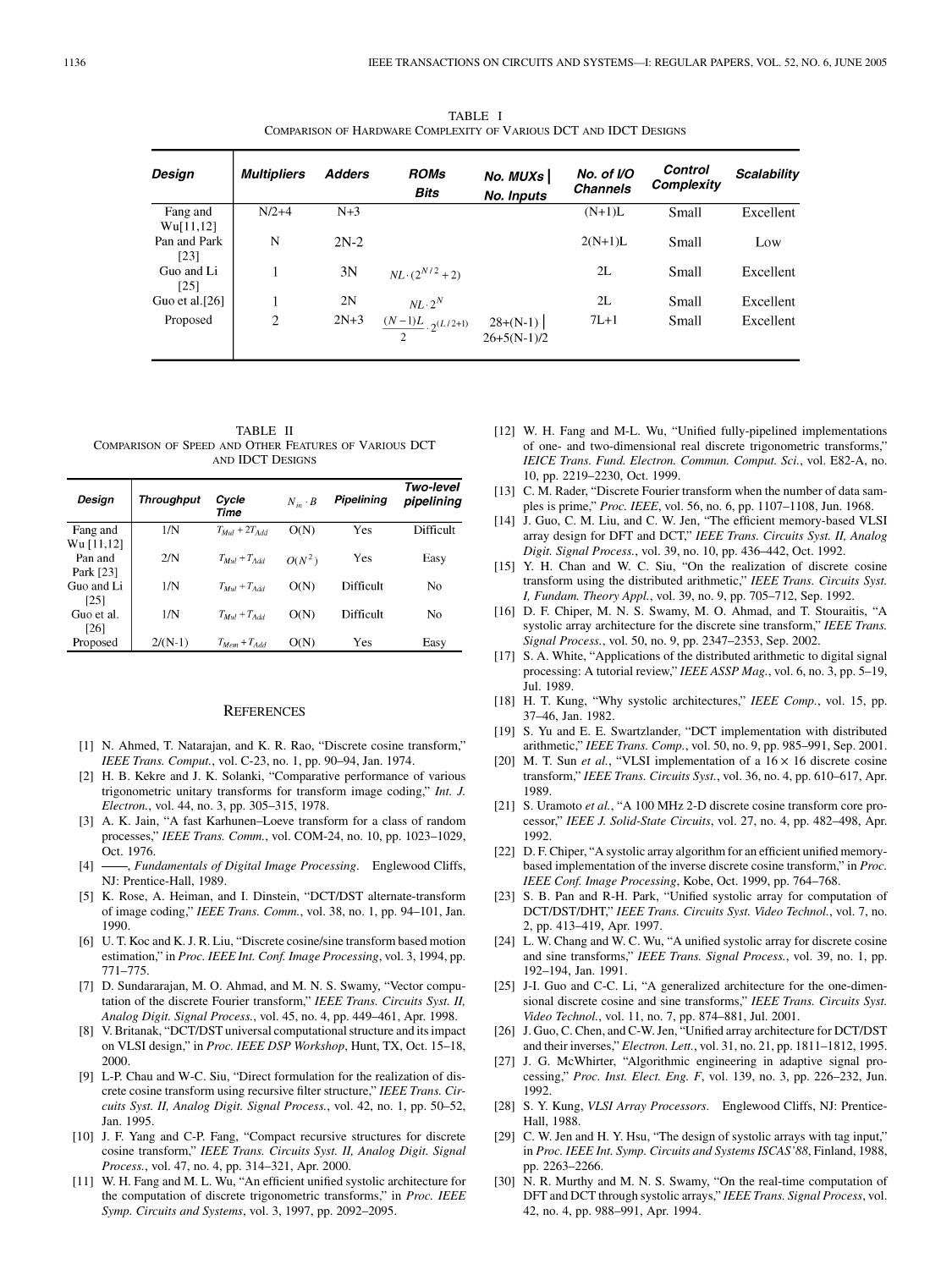TABLE I
COMPARISON OF HARDWARE COMPLEXITY OF VARIOUS DCT AND IDCT DESIGNS

| Design | Multipliers | Adders | ROMs Bits | No. MUXs \| No. Inputs | No. of I/O Channels | Control Complexity | Scalability |
|---|---|---|---|---|---|---|---|
| Fang and Wu[11,12] | N/2+4 | N+3 | | | (N+1)L | Small | Excellent |
| Pan and Park [23] | N | 2N-2 | | | 2(N+1)L | Small | Low |
| Guo and Li [25] | 1 | 3N | $NL\cdot(2^{N/2}+2)$ | | 2L | Small | Excellent |
| Guo et al.[26] | 1 | 2N | $NL\cdot 2^{N}$ | | 2L | Small | Excellent |
| Proposed | 2 | 2N+3 | $\frac{(N-1)L}{2}\cdot 2^{(L/2+1)}$ | 28+(N-1) \| 26+5(N-1)/2 | 7L+1 | Small | Excellent |

TABLE II
COMPARISON OF SPEED AND OTHER FEATURES OF VARIOUS DCT AND IDCT DESIGNS

| Design | Throughput | Cycle Time | $N_m\cdot B$ | Pipelining | Two-level pipelining |
|---|---|---|---|---|---|
| Fang and Wu [11,12] | 1/N | $T_{Mul}+2T_{Add}$ | O(N) | Yes | Difficult |
| Pan and Park [23] | 2/N | $T_{Mul}+T_{Add}$ | $O(N^2)$ | Yes | Easy |
| Guo and Li [25] | 1/N | $T_{Mul}+T_{Add}$ | O(N) | Difficult | No |
| Guo et al. [26] | 1/N | $T_{Mul}+T_{Add}$ | O(N) | Difficult | No |
| Proposed | 2/(N-1) | $T_{Mem}+T_{Add}$ | O(N) | Yes | Easy |

## REFERENCES

[1] N. Ahmed, T. Natarajan, and K. R. Rao, "Discrete cosine transform," *IEEE Trans. Comput.*, vol. C-23, no. 1, pp. 90–94, Jan. 1974.

[2] H. B. Kekre and J. K. Solanki, "Comparative performance of various trigonometric unitary transforms for transform image coding," *Int. J. Electron.*, vol. 44, no. 3, pp. 305–315, 1978.

[3] A. K. Jain, "A fast Karhunen–Loeve transform for a class of random processes," *IEEE Trans. Comm.*, vol. COM-24, no. 10, pp. 1023–1029, Oct. 1976.

[4] ——, *Fundamentals of Digital Image Processing*. Englewood Cliffs, NJ: Prentice-Hall, 1989.

[5] K. Rose, A. Heiman, and I. Dinstein, "DCT/DST alternate-transform of image coding," *IEEE Trans. Comm.*, vol. 38, no. 1, pp. 94–101, Jan. 1990.

[6] U. T. Koc and K. J. R. Liu, "Discrete cosine/sine transform based motion estimation," in *Proc. IEEE Int. Conf. Image Processing*, vol. 3, 1994, pp. 771–775.

[7] D. Sundararajan, M. O. Ahmad, and M. N. S. Swamy, "Vector computation of the discrete Fourier transform," *IEEE Trans. Circuits Syst. II, Analog Digit. Signal Process.*, vol. 45, no. 4, pp. 449–461, Apr. 1998.

[8] V. Britanak, "DCT/DST universal computational structure and its impact on VLSI design," in *Proc. IEEE DSP Workshop*, Hunt, TX, Oct. 15–18, 2000.

[9] L-P. Chau and W-C. Siu, "Direct formulation for the realization of discrete cosine transform using recursive filter structure," *IEEE Trans. Circuits Syst. II, Analog Digit. Signal Process.*, vol. 42, no. 1, pp. 50–52, Jan. 1995.

[10] J. F. Yang and C-P. Fang, "Compact recursive structures for discrete cosine transform," *IEEE Trans. Circuits Syst. II, Analog Digit. Signal Process.*, vol. 47, no. 4, pp. 314–321, Apr. 2000.

[11] W. H. Fang and M. L. Wu, "An efficient unified systolic architecture for the computation of discrete trigonometric transforms," in *Proc. IEEE Symp. Circuits and Systems*, vol. 3, 1997, pp. 2092–2095.

[12] W. H. Fang and M-L. Wu, "Unified fully-pipelined implementations of one- and two-dimensional real discrete trigonometric transforms," *IEICE Trans. Fund. Electron. Commun. Comput. Sci.*, vol. E82-A, no. 10, pp. 2219–2230, Oct. 1999.

[13] C. M. Rader, "Discrete Fourier transform when the number of data samples is prime," *Proc. IEEE*, vol. 56, no. 6, pp. 1107–1108, Jun. 1968.

[14] J. Guo, C. M. Liu, and C. W. Jen, "The efficient memory-based VLSI array design for DFT and DCT," *IEEE Trans. Circuits Syst. II, Analog Digit. Signal Process.*, vol. 39, no. 10, pp. 436–442, Oct. 1992.

[15] Y. H. Chan and W. C. Siu, "On the realization of discrete cosine transform using the distributed arithmetic," *IEEE Trans. Circuits Syst. I, Fundam. Theory Appl.*, vol. 39, no. 9, pp. 705–712, Sep. 1992.

[16] D. F. Chiper, M. N. S. Swamy, M. O. Ahmad, and T. Stouraitis, "A systolic array architecture for the discrete sine transform," *IEEE Trans. Signal Process.*, vol. 50, no. 9, pp. 2347–2353, Sep. 2002.

[17] S. A. White, "Applications of the distributed arithmetic to digital signal processing: A tutorial review," *IEEE ASSP Mag.*, vol. 6, no. 3, pp. 5–19, Jul. 1989.

[18] H. T. Kung, "Why systolic architectures," *IEEE Comp.*, vol. 15, pp. 37–46, Jan. 1982.

[19] S. Yu and E. E. Swartzlander, "DCT implementation with distributed arithmetic," *IEEE Trans. Comp.*, vol. 50, no. 9, pp. 985–991, Sep. 2001.

[20] M. T. Sun *et al.*, "VLSI implementation of a $16\times 16$ discrete cosine transform," *IEEE Trans. Circuits Syst.*, vol. 36, no. 4, pp. 610–617, Apr. 1989.

[21] S. Uramoto *et al.*, "A 100 MHz 2-D discrete cosine transform core processor," *IEEE J. Solid-State Circuits*, vol. 27, no. 4, pp. 482–498, Apr. 1992.

[22] D. F. Chiper, "A systolic array algorithm for an efficient unified memory-based implementation of the inverse discrete cosine transform," in *Proc. IEEE Conf. Image Processing*, Kobe, Oct. 1999, pp. 764–768.

[23] S. B. Pan and R-H. Park, "Unified systolic array for computation of DCT/DST/DHT," *IEEE Trans. Circuits Syst. Video Technol.*, vol. 7, no. 2, pp. 413–419, Apr. 1997.

[24] L. W. Chang and W. C. Wu, "A unified systolic array for discrete cosine and sine transforms," *IEEE Trans. Signal Process.*, vol. 39, no. 1, pp. 192–194, Jan. 1991.

[25] J-I. Guo and C-C. Li, "A generalized architecture for the one-dimensional discrete cosine and sine transforms," *IEEE Trans. Circuits Syst. Video Technol.*, vol. 11, no. 7, pp. 874–881, Jul. 2001.

[26] J. Guo, C. Chen, and C-W. Jen, "Unified array architecture for DCT/DST and their inverses," *Electron. Lett.*, vol. 31, no. 21, pp. 1811–1812, 1995.

[27] J. G. McWhirter, "Algorithmic engineering in adaptive signal processing," *Proc. Inst. Elect. Eng. F*, vol. 139, no. 3, pp. 226–232, Jun. 1992.

[28] S. Y. Kung, *VLSI Array Processors*. Englewood Cliffs, NJ: Prentice-Hall, 1988.

[29] C. W. Jen and H. Y. Hsu, "The design of systolic arrays with tag input," in *Proc. IEEE Int. Symp. Circuits and Systems ISCAS'88*, Finland, 1988, pp. 2263–2266.

[30] N. R. Murthy and M. N. S. Swamy, "On the real-time computation of DFT and DCT through systolic arrays," *IEEE Trans. Signal Process*, vol. 42, no. 4, pp. 988–991, Apr. 1994.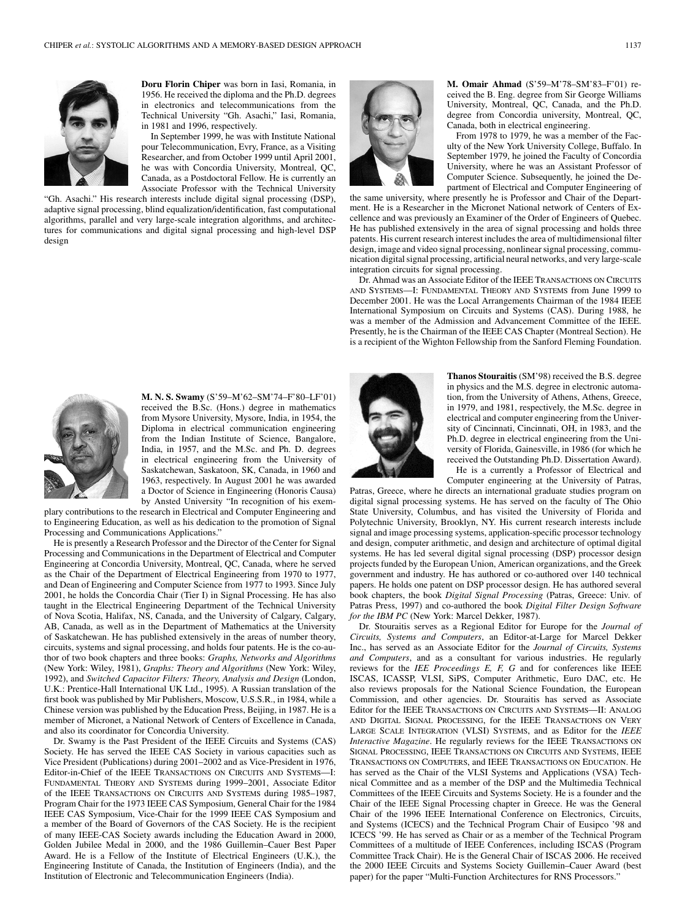**Doru Florin Chiper** was born in Iasi, Romania, in 1956. He received the diploma and the Ph.D. degrees in electronics and telecommunications from the Technical University "Gh. Asachi," Iasi, Romania, in 1981 and 1996, respectively.

In September 1999, he was with Institute National pour Telecommunication, Evry, France, as a Visiting Researcher, and from October 1999 until April 2001, he was with Concordia University, Montreal, QC, Canada, as a Postdoctoral Fellow. He is currently an Associate Professor with the Technical University "Gh. Asachi." His research interests include digital signal processing (DSP), adaptive signal processing, blind equalization/identification, fast computational algorithms, parallel and very large-scale integration algorithms, and architectures for communications and digital signal processing and high-level DSP design

**M. Omair Ahmad** (S'59–M'78–SM'83–F'01) received the B. Eng. degree from Sir George Williams University, Montreal, QC, Canada, and the Ph.D. degree from Concordia university, Montreal, QC, Canada, both in electrical engineering.

From 1978 to 1979, he was a member of the Faculty of the New York University College, Buffalo. In September 1979, he joined the Faculty of Concordia University, where he was an Assistant Professor of Computer Science. Subsequently, he joined the Department of Electrical and Computer Engineering of the same university, where presently he is Professor and Chair of the Department. He is a Researcher in the Micronet National network of Centers of Excellence and was previously an Examiner of the Order of Engineers of Quebec. He has published extensively in the area of signal processing and holds three patents. His current research interest includes the area of multidimensional filter design, image and video signal processing, nonlinear signal processing, communication digital signal processing, artificial neural networks, and very large-scale integration circuits for signal processing.

Dr. Ahmad was an Associate Editor of the IEEE TRANSACTIONS ON CIRCUITS AND SYSTEMS—I: FUNDAMENTAL THEORY AND SYSTEMS from June 1999 to December 2001. He was the Local Arrangements Chairman of the 1984 IEEE International Symposium on Circuits and Systems (CAS). During 1988, he was a member of the Admission and Advancement Committee of the IEEE. Presently, he is the Chairman of the IEEE CAS Chapter (Montreal Section). He is a recipient of the Wighton Fellowship from the Sanford Fleming Foundation.

**M. N. S. Swamy** (S'59–M'62–SM'74–F'80–LF'01) received the B.Sc. (Hons.) degree in mathematics from Mysore University, Mysore, India, in 1954, the Diploma in electrical communication engineering from the Indian Institute of Science, Bangalore, India, in 1957, and the M.Sc. and Ph. D. degrees in electrical engineering from the University of Saskatchewan, Saskatoon, SK, Canada, in 1960 and 1963, respectively. In August 2001 he was awarded a Doctor of Science in Engineering (Honoris Causa) by Ansted University "In recognition of his exemplary contributions to the research in Electrical and Computer Engineering and to Engineering Education, as well as his dedication to the promotion of Signal Processing and Communications Applications."

He is presently a Research Professor and the Director of the Center for Signal Processing and Communications in the Department of Electrical and Computer Engineering at Concordia University, Montreal, QC, Canada, where he served as the Chair of the Department of Electrical Engineering from 1970 to 1977, and Dean of Engineering and Computer Science from 1977 to 1993. Since July 2001, he holds the Concordia Chair (Tier I) in Signal Processing. He has also taught in the Electrical Engineering Department of the Technical University of Nova Scotia, Halifax, NS, Canada, and the University of Calgary, Calgary, AB, Canada, as well as in the Department of Mathematics at the University of Saskatchewan. He has published extensively in the areas of number theory, circuits, systems and signal processing, and holds four patents. He is the co-author of two book chapters and three books: *Graphs, Networks and Algorithms* (New York: Wiley, 1981), *Graphs: Theory and Algorithms* (New York: Wiley, 1992), and *Switched Capacitor Filters: Theory, Analysis and Design* (London, U.K.: Prentice-Hall International UK Ltd., 1995). A Russian translation of the first book was published by Mir Publishers, Moscow, U.S.S.R., in 1984, while a Chinese version was published by the Education Press, Beijing, in 1987. He is a member of Micronet, a National Network of Centers of Excellence in Canada, and also its coordinator for Concordia University.

Dr. Swamy is the Past President of the IEEE Circuits and Systems (CAS) Society. He has served the IEEE CAS Society in various capacities such as Vice President (Publications) during 2001–2002 and as Vice-President in 1976, Editor-in-Chief of the IEEE TRANSACTIONS ON CIRCUITS AND SYSTEMS—I: FUNDAMENTAL THEORY AND SYSTEMS during 1999–2001, Associate Editor of the IEEE TRANSACTIONS ON CIRCUITS AND SYSTEMS during 1985–1987, Program Chair for the 1973 IEEE CAS Symposium, General Chair for the 1984 IEEE CAS Symposium, Vice-Chair for the 1999 IEEE CAS Symposium and a member of the Board of Governors of the CAS Society. He is the recipient of many IEEE-CAS Society awards including the Education Award in 2000, Golden Jubilee Medal in 2000, and the 1986 Guillemin–Cauer Best Paper Award. He is a Fellow of the Institute of Electrical Engineers (U.K.), the Engineering Institute of Canada, the Institution of Engineers (India), and the Institution of Electronic and Telecommunication Engineers (India).

**Thanos Stouraitis** (SM'98) received the B.S. degree in physics and the M.S. degree in electronic automation, from the University of Athens, Athens, Greece, in 1979, and 1981, respectively, the M.Sc. degree in electrical and computer engineering from the University of Cincinnati, Cincinnati, OH, in 1983, and the Ph.D. degree in electrical engineering from the University of Florida, Gainesville, in 1986 (for which he received the Outstanding Ph.D. Dissertation Award).

He is a currently a Professor of Electrical and Computer engineering at the University of Patras, Patras, Greece, where he directs an international graduate studies program on digital signal processing systems. He has served on the faculty of The Ohio State University, Columbus, and has visited the University of Florida and Polytechnic University, Brooklyn, NY. His current research interests include signal and image processing systems, application-specific processor technology and design, computer arithmetic, and design and architecture of optimal digital systems. He has led several digital signal processing (DSP) processor design projects funded by the European Union, American organizations, and the Greek government and industry. He has authored or co-authored over 140 technical papers. He holds one patent on DSP processor design. He has authored several book chapters, the book *Digital Signal Processing* (Patras, Greece: Univ. of Patras Press, 1997) and co-authored the book *Digital Filter Design Software for the IBM PC* (New York: Marcel Dekker, 1987).

Dr. Stouraitis serves as a Regional Editor for Europe for the *Journal of Circuits, Systems and Computers*, an Editor-at-Large for Marcel Dekker Inc., has served as an Associate Editor for the *Journal of Circuits, Systems and Computers*, and as a consultant for various industries. He regularly reviews for the *IEE Proceedings E, F, G* and for conferences like IEEE ISCAS, ICASSP, VLSI, SiPS, Computer Arithmetic, Euro DAC, etc. He also reviews proposals for the National Science Foundation, the European Commission, and other agencies. Dr. Stouraitis has served as Associate Editor for the IEEE TRANSACTIONS ON CIRCUITS AND SYSTEMS—II: ANALOG AND DIGITAL SIGNAL PROCESSING, for the IEEE TRANSACTIONS ON VERY LARGE SCALE INTEGRATION (VLSI) SYSTEMS, and as Editor for the *IEEE Interactive Magazine*. He regularly reviews for the IEEE TRANSACTIONS ON SIGNAL PROCESSING, IEEE TRANSACTIONS ON CIRCUITS AND SYSTEMS, IEEE TRANSACTIONS ON COMPUTERS, and IEEE TRANSACTIONS ON EDUCATION. He has served as the Chair of the VLSI Systems and Applications (VSA) Technical Committee and as a member of the DSP and the Multimedia Technical Committees of the IEEE Circuits and Systems Society. He is a founder and the Chair of the IEEE Signal Processing chapter in Greece. He was the General Chair of the 1996 IEEE International Conference on Electronics, Circuits, and Systems (ICECS) and the Technical Program Chair of Eusipco '98 and ICECS '99. He has served as Chair or as a member of the Technical Program Committees of a multitude of IEEE Conferences, including ISCAS (Program Committee Track Chair). He is the General Chair of ISCAS 2006. He received the 2000 IEEE Circuits and Systems Society Guillemin–Cauer Award (best paper) for the paper "Multi-Function Architectures for RNS Processors."